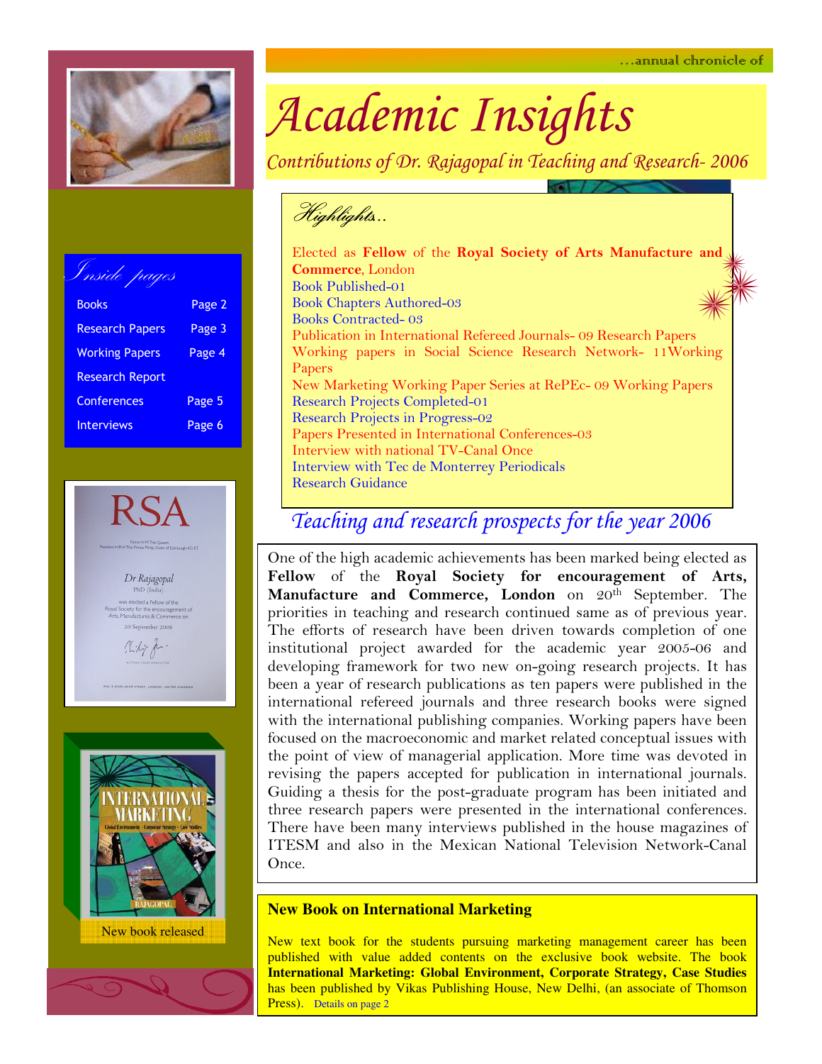...annual chronicle of

# Academic Insights

*Contributions of Dr. Rajagopal in Teaching and Research- 2006*

## Inside pages

| | |
|---|---|
| Books | Page 2 |
| Research Papers | Page 3 |
| Working Papers | Page 4 |
| Research Report | |
| Conferences | Page 5 |
| Interviews | Page 6 |

## Highlights...

- Elected as **Fellow** of the **Royal Society of Arts Manufacture and Commerce**, London
- Book Published-01
- Book Chapters Authored-03
- Books Contracted- 03
- Publication in International Refereed Journals- 09 Research Papers
- Working papers in Social Science Research Network- 11Working Papers
- New Marketing Working Paper Series at RePEc- 09 Working Papers
- Research Projects Completed-01
- Research Projects in Progress-02
- Papers Presented in International Conferences-03
- Interview with national TV-Canal Once
- Interview with Tec de Monterrey Periodicals
- Research Guidance

## Teaching and research prospects for the year 2006

One of the high academic achievements has been marked being elected as **Fellow** of the **Royal Society for encouragement of Arts, Manufacture and Commerce, London** on 20th September. The priorities in teaching and research continued same as of previous year. The efforts of research have been driven towards completion of one institutional project awarded for the academic year 2005-06 and developing framework for two new on-going research projects. It has been a year of research publications as ten papers were published in the international refereed journals and three research books were signed with the international publishing companies. Working papers have been focused on the macroeconomic and market related conceptual issues with the point of view of managerial application. More time was devoted in revising the papers accepted for publication in international journals. Guiding a thesis for the post-graduate program has been initiated and three research papers were presented in the international conferences. There have been many interviews published in the house magazines of ITESM and also in the Mexican National Television Network-Canal Once.

RSA

Patron H M The Queen
President H R H The Prince Philip, Duke of Edinburgh KG KT

Dr Rajagopal
PhD (India)

was elected a Fellow of the Royal Society for the encouragement of Arts, Manufactures & Commerce on 20 September 2006

ACTING CHIEF EXECUTIVE

RSA, 8 JOHN ADAM STREET, LONDON, UNITED KINGDOM

New book released

### New Book on International Marketing

New text book for the students pursuing marketing management career has been published with value added contents on the exclusive book website. The book **International Marketing: Global Environment, Corporate Strategy, Case Studies** has been published by Vikas Publishing House, New Delhi, (an associate of Thomson Press). Details on page 2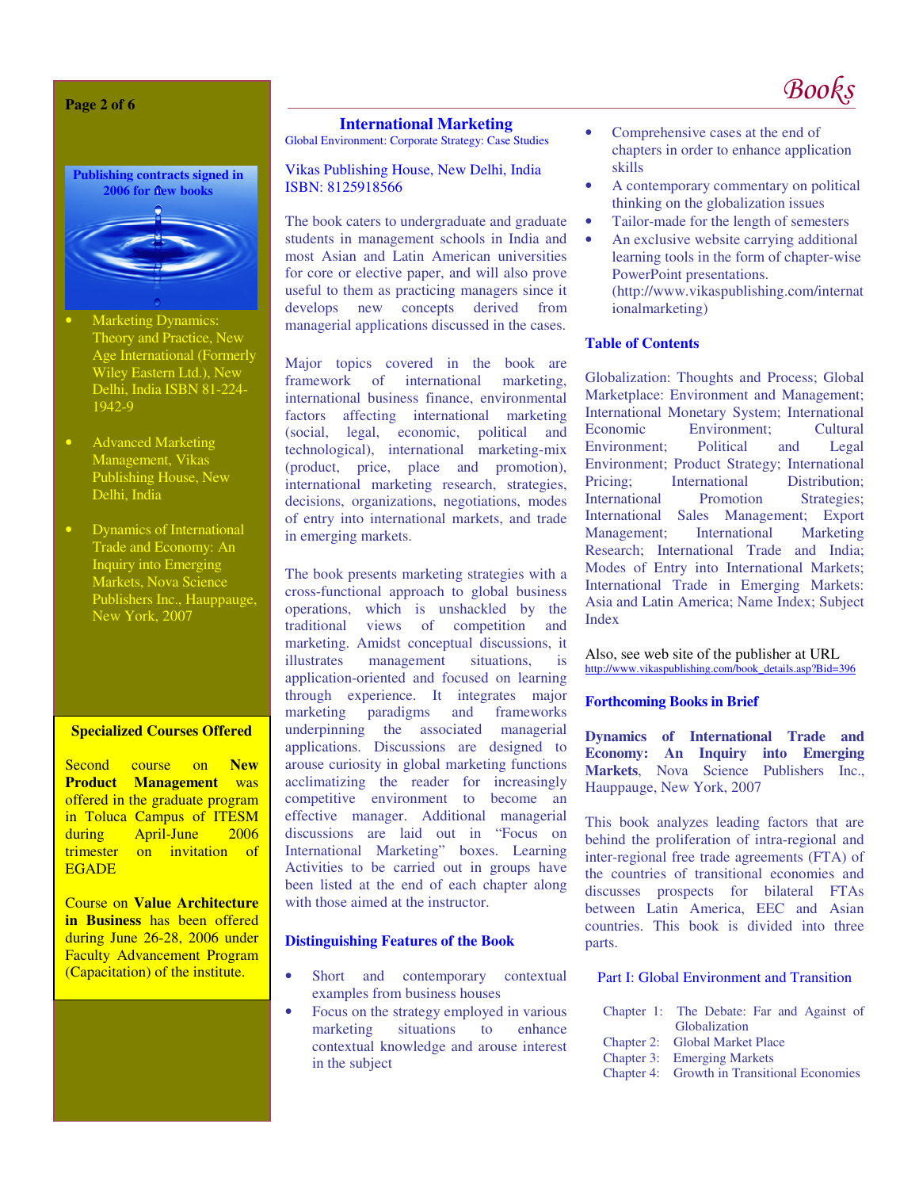# Books

**Publishing contracts signed in 2006 for new books**

- Marketing Dynamics: Theory and Practice, New Age International (Formerly Wiley Eastern Ltd.), New Delhi, India ISBN 81-224-1942-9
- Advanced Marketing Management, Vikas Publishing House, New Delhi, India
- Dynamics of International Trade and Economy: An Inquiry into Emerging Markets, Nova Science Publishers Inc., Hauppauge, New York, 2007

**Specialized Courses Offered**

Second course on **New Product Management** was offered in the graduate program in Toluca Campus of ITESM during April-June 2006 trimester on invitation of EGADE

Course on **Value Architecture in Business** has been offered during June 26-28, 2006 under Faculty Advancement Program (Capacitation) of the institute.

## International Marketing

Global Environment: Corporate Strategy: Case Studies

Vikas Publishing House, New Delhi, India
ISBN: 8125918566

The book caters to undergraduate and graduate students in management schools in India and most Asian and Latin American universities for core or elective paper, and will also prove useful to them as practicing managers since it develops new concepts derived from managerial applications discussed in the cases.

Major topics covered in the book are framework of international marketing, international business finance, environmental factors affecting international marketing (social, legal, economic, political and technological), international marketing-mix (product, price, place and promotion), international marketing research, strategies, decisions, organizations, negotiations, modes of entry into international markets, and trade in emerging markets.

The book presents marketing strategies with a cross-functional approach to global business operations, which is unshackled by the traditional views of competition and marketing. Amidst conceptual discussions, it illustrates management situations, is application-oriented and focused on learning through experience. It integrates major marketing paradigms and frameworks underpinning the associated managerial applications. Discussions are designed to arouse curiosity in global marketing functions acclimatizing the reader for increasingly competitive environment to become an effective manager. Additional managerial discussions are laid out in "Focus on International Marketing" boxes. Learning Activities to be carried out in groups have been listed at the end of each chapter along with those aimed at the instructor.

### Distinguishing Features of the Book

- Short and contemporary contextual examples from business houses
- Focus on the strategy employed in various marketing situations to enhance contextual knowledge and arouse interest in the subject
- Comprehensive cases at the end of chapters in order to enhance application skills
- A contemporary commentary on political thinking on the globalization issues
- Tailor-made for the length of semesters
- An exclusive website carrying additional learning tools in the form of chapter-wise PowerPoint presentations. (http://www.vikaspublishing.com/internationalmarketing)

### Table of Contents

Globalization: Thoughts and Process; Global Marketplace: Environment and Management; International Monetary System; International Economic Environment; Cultural Environment; Political and Legal Environment; Product Strategy; International Pricing; International Distribution; International Promotion Strategies; International Sales Management; Export Management; International Marketing Research; International Trade and India; Modes of Entry into International Markets; International Trade in Emerging Markets: Asia and Latin America; Name Index; Subject Index

Also, see web site of the publisher at URL http://www.vikaspublishing.com/book_details.asp?Bid=396

### Forthcoming Books in Brief

**Dynamics of International Trade and Economy: An Inquiry into Emerging Markets**, Nova Science Publishers Inc., Hauppauge, New York, 2007

This book analyzes leading factors that are behind the proliferation of intra-regional and inter-regional free trade agreements (FTA) of the countries of transitional economies and discusses prospects for bilateral FTAs between Latin America, EEC and Asian countries. This book is divided into three parts.

Part I: Global Environment and Transition

Chapter 1: The Debate: Far and Against of Globalization
Chapter 2: Global Market Place
Chapter 3: Emerging Markets
Chapter 4: Growth in Transitional Economies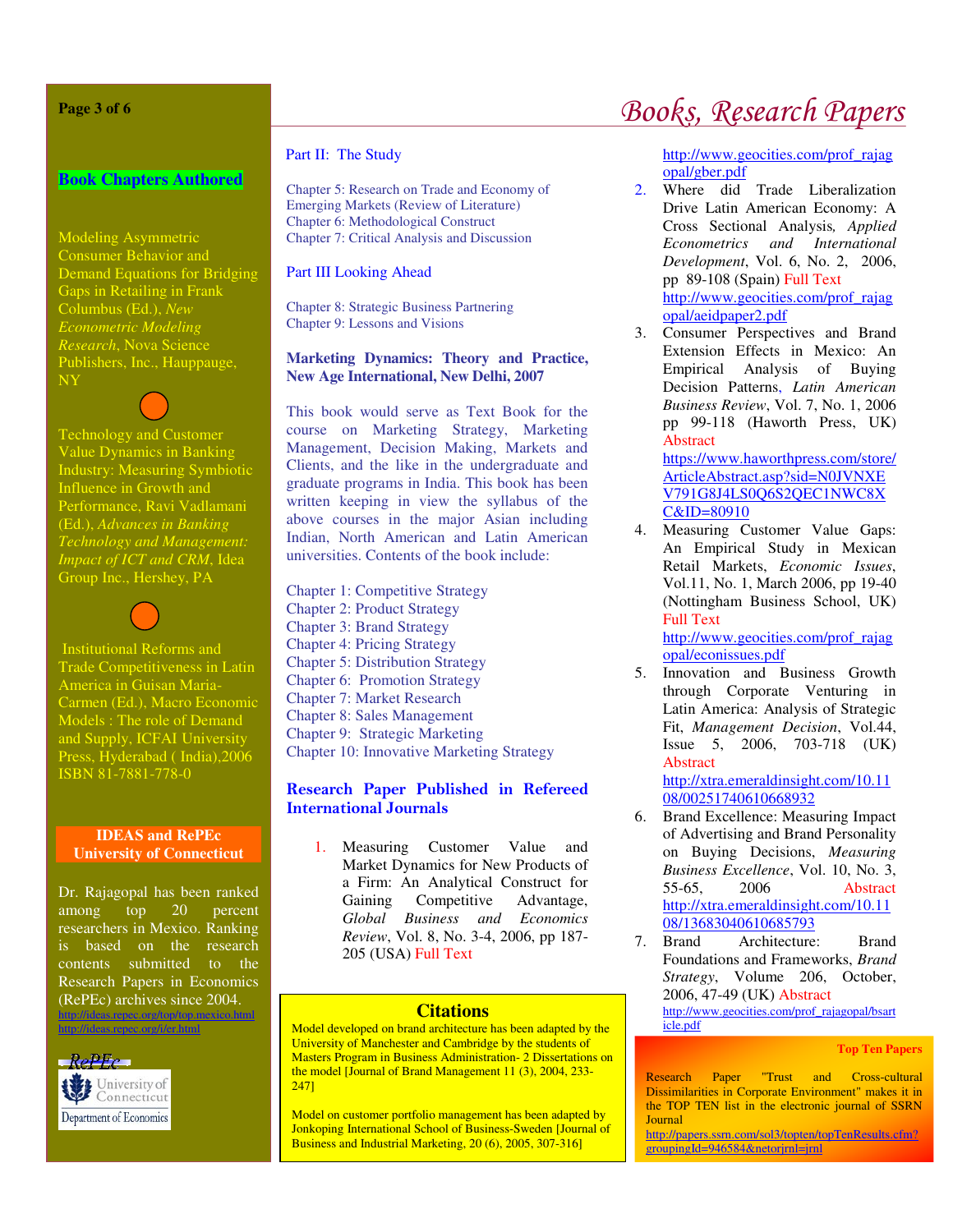# Books, Research Papers

## Book Chapters Authored

Modeling Asymmetric Consumer Behavior and Demand Equations for Bridging Gaps in Retailing in Frank Columbus (Ed.), *New Econometric Modeling Research*, Nova Science Publishers, Inc., Hauppauge, NY

Technology and Customer Value Dynamics in Banking Industry: Measuring Symbiotic Influence in Growth and Performance, Ravi Vadlamani (Ed.), *Advances in Banking Technology and Management: Impact of ICT and CRM*, Idea Group Inc., Hershey, PA

Institutional Reforms and Trade Competitiveness in Latin America in Guisan Maria-Carmen (Ed.), Macro Economic Models : The role of Demand and Supply, ICFAI University Press, Hyderabad ( India),2006 ISBN 81-7881-778-0

### IDEAS and RePEc University of Connecticut

Dr. Rajagopal has been ranked among top 20 percent researchers in Mexico. Ranking is based on the research contents submitted to the Research Papers in Economics (RePEc) archives since 2004.

http://ideas.repec.org/top/top.mexico.html
http://ideas.repec.org/i/er.html

RePEc

University of Connecticut
Department of Economics

Part II: The Study

Chapter 5: Research on Trade and Economy of Emerging Markets (Review of Literature)
Chapter 6: Methodological Construct
Chapter 7: Critical Analysis and Discussion

Part III Looking Ahead

Chapter 8: Strategic Business Partnering
Chapter 9: Lessons and Visions

**Marketing Dynamics: Theory and Practice, New Age International, New Delhi, 2007**

This book would serve as Text Book for the course on Marketing Strategy, Marketing Management, Decision Making, Markets and Clients, and the like in the undergraduate and graduate programs in India. This book has been written keeping in view the syllabus of the above courses in the major Asian including Indian, North American and Latin American universities. Contents of the book include:

Chapter 1: Competitive Strategy
Chapter 2: Product Strategy
Chapter 3: Brand Strategy
Chapter 4: Pricing Strategy
Chapter 5: Distribution Strategy
Chapter 6: Promotion Strategy
Chapter 7: Market Research
Chapter 8: Sales Management
Chapter 9: Strategic Marketing
Chapter 10: Innovative Marketing Strategy

## Research Paper Published in Refereed International Journals

1. Measuring Customer Value and Market Dynamics for New Products of a Firm: An Analytical Construct for Gaining Competitive Advantage, *Global Business and Economics Review*, Vol. 8, No. 3-4, 2006, pp 187-205 (USA) Full Text http://www.geocities.com/prof_rajagopal/gber.pdf
2. Where did Trade Liberalization Drive Latin American Economy: A Cross Sectional Analysis, *Applied Econometrics and International Development*, Vol. 6, No. 2, 2006, pp 89-108 (Spain) Full Text http://www.geocities.com/prof_rajagopal/aeidpaper2.pdf
3. Consumer Perspectives and Brand Extension Effects in Mexico: An Empirical Analysis of Buying Decision Patterns, *Latin American Business Review*, Vol. 7, No. 1, 2006 pp 99-118 (Haworth Press, UK) Abstract https://www.haworthpress.com/store/ArticleAbstract.asp?sid=N0JVNXEV791G8J4LS0Q6S2QEC1NWC8X C&ID=80910
4. Measuring Customer Value Gaps: An Empirical Study in Mexican Retail Markets, *Economic Issues*, Vol.11, No. 1, March 2006, pp 19-40 (Nottingham Business School, UK) Full Text http://www.geocities.com/prof_rajagopal/econissues.pdf
5. Innovation and Business Growth through Corporate Venturing in Latin America: Analysis of Strategic Fit, *Management Decision*, Vol.44, Issue 5, 2006, 703-718 (UK) Abstract http://xtra.emeraldinsight.com/10.1108/00251740610668932
6. Brand Excellence: Measuring Impact of Advertising and Brand Personality on Buying Decisions, *Measuring Business Excellence*, Vol. 10, No. 3, 55-65, 2006 Abstract http://xtra.emeraldinsight.com/10.1108/13683040610685793
7. Brand Architecture: Brand Foundations and Frameworks, *Brand Strategy*, Volume 206, October, 2006, 47-49 (UK) Abstract http://www.geocities.com/prof_rajagopal/bsarticle.pdf

## Citations

Model developed on brand architecture has been adapted by the University of Manchester and Cambridge by the students of Masters Program in Business Administration- 2 Dissertations on the model [Journal of Brand Management 11 (3), 2004, 233-247]

Model on customer portfolio management has been adapted by Jonkoping International School of Business-Sweden [Journal of Business and Industrial Marketing, 20 (6), 2005, 307-316]

## Top Ten Papers

Research Paper "Trust and Cross-cultural Dissimilarities in Corporate Environment" makes it in the TOP TEN list in the electronic journal of SSRN Journal
http://papers.ssrn.com/sol3/topten/topTenResults.cfm?groupingId=946584&netorjrnl=jrnl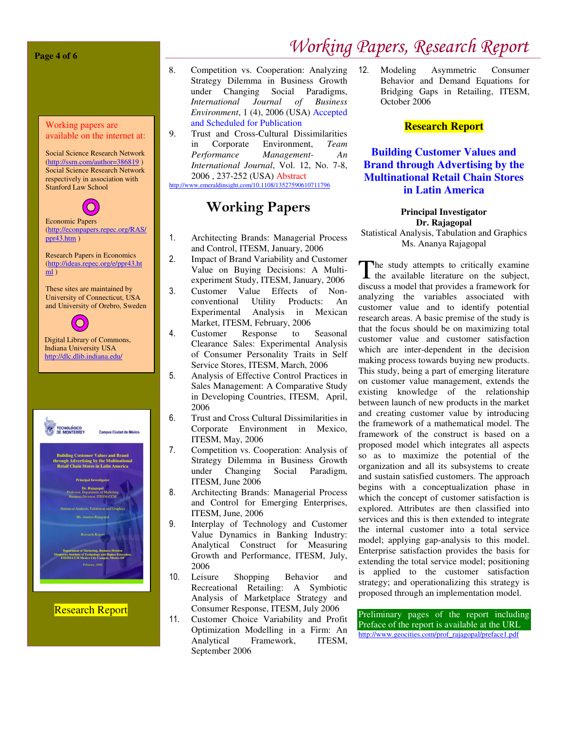Working papers are available on the internet at:

Social Science Research Network (http://ssrn.com/author=386819 ) Social Science Research Network respectively in association with Stanford Law School

Economic Papers (http://econpapers.repec.org/RAS/ppr43.htm )

Research Papers in Economics (http://ideas.repec.org/e/ppr43.html )

These sites are maintained by University of Connecticut, USA and University of Orebro, Sweden

Digital Library of Commons, Indiana University USA http://dlc.dlib.indiana.edu/

Research Report

8. Competition vs. Cooperation: Analyzing Strategy Dilemma in Business Growth under Changing Social Paradigms, *International Journal of Business Environment*, 1 (4), 2006 (USA) Accepted and Scheduled for Publication
9. Trust and Cross-Cultural Dissimilarities in Corporate Environment, *Team Performance Management- An International Journal*, Vol. 12, No. 7-8, 2006 , 237-252 (USA) Abstract http://www.emeraldinsight.com/10.1108/13527590610711796

# Working Papers

1. Architecting Brands: Managerial Process and Control, ITESM, January, 2006
2. Impact of Brand Variability and Customer Value on Buying Decisions: A Multi-experiment Study, ITESM, January, 2006
3. Customer Value Effects of Non-conventional Utility Products: An Experimental Analysis in Mexican Market, ITESM, February, 2006
4. Customer Response to Seasonal Clearance Sales: Experimental Analysis of Consumer Personality Traits in Self Service Stores, ITESM, March, 2006
5. Analysis of Effective Control Practices in Sales Management: A Comparative Study in Developing Countries, ITESM, April, 2006
6. Trust and Cross Cultural Dissimilarities in Corporate Environment in Mexico, ITESM, May, 2006
7. Competition vs. Cooperation: Analysis of Strategy Dilemma in Business Growth under Changing Social Paradigm, ITESM, June 2006
8. Architecting Brands: Managerial Process and Control for Emerging Enterprises, ITESM, June, 2006
9. Interplay of Technology and Customer Value Dynamics in Banking Industry: Analytical Construct for Measuring Growth and Performance, ITESM, July, 2006
10. Leisure Shopping Behavior and Recreational Retailing: A Symbiotic Analysis of Marketplace Strategy and Consumer Response, ITESM, July 2006
11. Customer Choice Variability and Profit Optimization Modelling in a Firm: An Analytical Framework, ITESM, September 2006
12. Modeling Asymmetric Consumer Behavior and Demand Equations for Bridging Gaps in Retailing, ITESM, October 2006

## Research Report

### Building Customer Values and Brand through Advertising by the Multinational Retail Chain Stores in Latin America

**Principal Investigator**
**Dr. Rajagopal**
Statistical Analysis, Tabulation and Graphics
Ms. Ananya Rajagopal

The study attempts to critically examine the available literature on the subject, discuss a model that provides a framework for analyzing the variables associated with customer value and to identify potential research areas. A basic premise of the study is that the focus should be on maximizing total customer value and customer satisfaction which are inter-dependent in the decision making process towards buying new products. This study, being a part of emerging literature on customer value management, extends the existing knowledge of the relationship between launch of new products in the market and creating customer value by introducing the framework of a mathematical model. The framework of the construct is based on a proposed model which integrates all aspects so as to maximize the potential of the organization and all its subsystems to create and sustain satisfied customers. The approach begins with a conceptualization phase in which the concept of customer satisfaction is explored. Attributes are then classified into services and this is then extended to integrate the internal customer into a total service model; applying gap-analysis to this model. Enterprise satisfaction provides the basis for extending the total service model; positioning is applied to the customer satisfaction strategy; and operationalizing this strategy is proposed through an implementation model.

Preliminary pages of the report including Preface of the report is available at the URL http://www.geocities.com/prof_rajagopal/preface1.pdf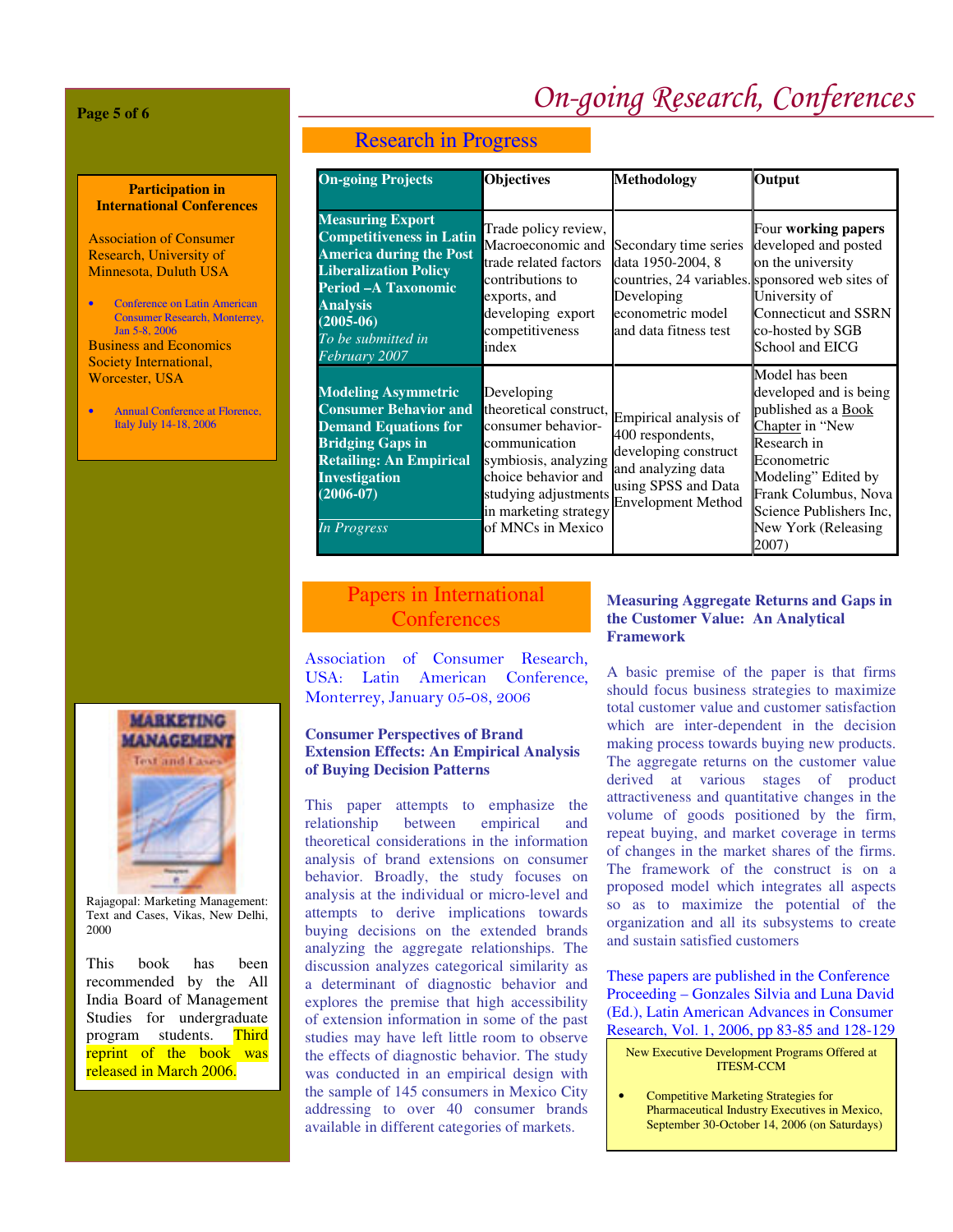# On-going Research, Conferences

## Research in Progress

| On-going Projects | Objectives | Methodology | Output |
|---|---|---|---|
| **Measuring Export Competitiveness in Latin America during the Post Liberalization Policy Period –A Taxonomic Analysis (2005-06)** *To be submitted in February 2007* | Trade policy review, Macroeconomic and trade related factors contributions to exports, and developing export competitiveness index | Secondary time series data 1950-2004, 8 countries, 24 variables. Developing econometric model and data fitness test | Four **working papers** developed and posted on the university sponsored web sites of University of Connecticut and SSRN co-hosted by SGB School and EICG |
| **Modeling Asymmetric Consumer Behavior and Demand Equations for Bridging Gaps in Retailing: An Empirical Investigation (2006-07)** *In Progress* | Developing theoretical construct, consumer behavior-communication symbiosis, analyzing choice behavior and studying adjustments in marketing strategy of MNCs in Mexico | Empirical analysis of 400 respondents, developing construct and analyzing data using SPSS and Data Envelopment Method | Model has been developed and is being published as a Book Chapter in "New Research in Econometric Modeling" Edited by Frank Columbus, Nova Science Publishers Inc, New York (Releasing 2007) |

## Papers in International Conferences

Association of Consumer Research, USA: Latin American Conference, Monterrey, January 05-08, 2006

### Consumer Perspectives of Brand Extension Effects: An Empirical Analysis of Buying Decision Patterns

This paper attempts to emphasize the relationship between empirical and theoretical considerations in the information analysis of brand extensions on consumer behavior. Broadly, the study focuses on analysis at the individual or micro-level and attempts to derive implications towards buying decisions on the extended brands analyzing the aggregate relationships. The discussion analyzes categorical similarity as a determinant of diagnostic behavior and explores the premise that high accessibility of extension information in some of the past studies may have left little room to observe the effects of diagnostic behavior. The study was conducted in an empirical design with the sample of 145 consumers in Mexico City addressing to over 40 consumer brands available in different categories of markets.

### Measuring Aggregate Returns and Gaps in the Customer Value: An Analytical Framework

A basic premise of the paper is that firms should focus business strategies to maximize total customer value and customer satisfaction which are inter-dependent in the decision making process towards buying new products. The aggregate returns on the customer value derived at various stages of product attractiveness and quantitative changes in the volume of goods positioned by the firm, repeat buying, and market coverage in terms of changes in the market shares of the firms. The framework of the construct is on a proposed model which integrates all aspects so as to maximize the potential of the organization and all its subsystems to create and sustain satisfied customers

These papers are published in the Conference Proceeding – Gonzales Silvia and Luna David (Ed.), Latin American Advances in Consumer Research, Vol. 1, 2006, pp 83-85 and 128-129

New Executive Development Programs Offered at ITESM-CCM

- Competitive Marketing Strategies for Pharmaceutical Industry Executives in Mexico, September 30-October 14, 2006 (on Saturdays)

**Participation in International Conferences**

Association of Consumer Research, University of Minnesota, Duluth USA

- Conference on Latin American Consumer Research, Monterrey, Jan 5-8, 2006

Business and Economics Society International, Worcester, USA

- Annual Conference at Florence, Italy July 14-18, 2006

Rajagopal: Marketing Management: Text and Cases, Vikas, New Delhi, 2000

This book has been recommended by the All India Board of Management Studies for undergraduate program students. Third reprint of the book was released in March 2006.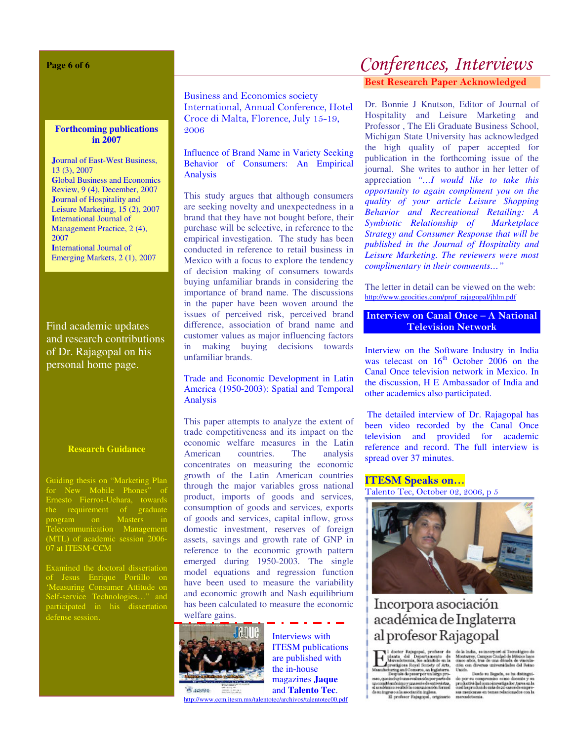## Forthcoming publications in 2007

Journal of East-West Business, 13 (3), 2007
Global Business and Economics Review, 9 (4), December, 2007
Journal of Hospitality and Leisure Marketing, 15 (2), 2007
International Journal of Management Practice, 2 (4), 2007
International Journal of Emerging Markets, 2 (1), 2007

Find academic updates and research contributions of Dr. Rajagopal on his personal home page.

## Research Guidance

Guiding thesis on "Marketing Plan for New Mobile Phones" of Ernesto Fierros-Uehara, towards the requirement of graduate program on Masters in Telecommunication Management (MTL) of academic session 2006-07 at ITESM-CCM

Examined the doctoral dissertation of Jesus Enrique Portillo on 'Measuring Consumer Attitude on Self-service Technologies…" and participated in his dissertation defense session.

Business and Economics society International, Annual Conference, Hotel Croce di Malta, Florence, July 15-19, 2006

Influence of Brand Name in Variety Seeking Behavior of Consumers: An Empirical Analysis

This study argues that although consumers are seeking novelty and unexpectedness in a brand that they have not bought before, their purchase will be selective, in reference to the empirical investigation. The study has been conducted in reference to retail business in Mexico with a focus to explore the tendency of decision making of consumers towards buying unfamiliar brands in considering the importance of brand name. The discussions in the paper have been woven around the issues of perceived risk, perceived brand difference, association of brand name and customer values as major influencing factors in making buying decisions towards unfamiliar brands.

Trade and Economic Development in Latin America (1950-2003): Spatial and Temporal Analysis

This paper attempts to analyze the extent of trade competitiveness and its impact on the economic welfare measures in the Latin American countries. The analysis concentrates on measuring the economic growth of the Latin American countries through the major variables gross national product, imports of goods and services, consumption of goods and services, exports of goods and services, capital inflow, gross domestic investment, reserves of foreign assets, savings and growth rate of GNP in reference to the economic growth pattern emerged during 1950-2003. The single model equations and regression function have been used to measure the variability and economic growth and Nash equilibrium has been calculated to measure the economic welfare gains.

Interviews with ITESM publications are published with the in-house magazines **Jaque** and **Talento Tec**.

http://www.ccm.itesm.mx/talentotec/archivos/talentotec00.pdf

# Conferences, Interviews

## Best Research Paper Acknowledged

Dr. Bonnie J Knutson, Editor of Journal of Hospitality and Leisure Marketing and Professor , The Eli Graduate Business School, Michigan State University has acknowledged the high quality of paper accepted for publication in the forthcoming issue of the journal. She writes to author in her letter of appreciation *"…I would like to take this opportunity to again compliment you on the quality of your article Leisure Shopping Behavior and Recreational Retailing: A Symbiotic Relationship of Marketplace Strategy and Consumer Response that will be published in the Journal of Hospitality and Leisure Marketing. The reviewers were most complimentary in their comments…"*

The letter in detail can be viewed on the web: http://www.geocities.com/prof_rajagopal/jhlm.pdf

## Interview on Canal Once – A National Television Network

Interview on the Software Industry in India was telecast on 16th October 2006 on the Canal Once television network in Mexico. In the discussion, H E Ambassador of India and other academics also participated.

The detailed interview of Dr. Rajagopal has been video recorded by the Canal Once television and provided for academic reference and record. The full interview is spread over 37 minutes.

## ITESM Speaks on…

Talento Tec, October 02, 2006, p 5

Incorpora asociación académica de Inglaterra al profesor Rajagopal